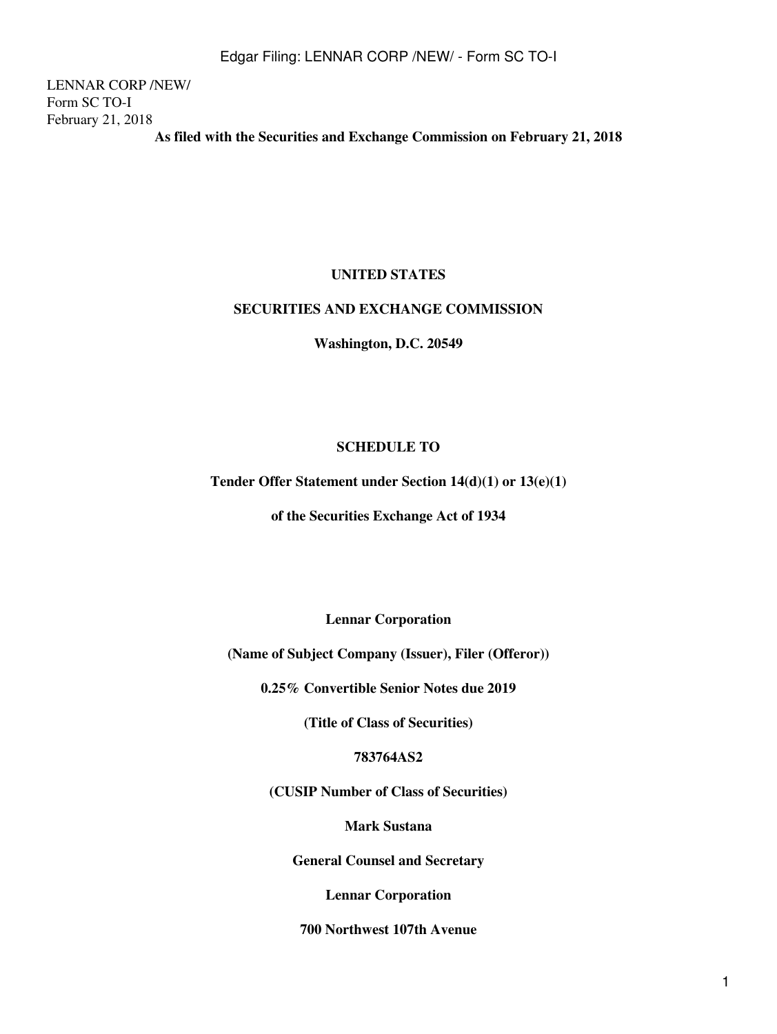LENNAR CORP /NEW/
Form SC TO-I
February 21, 2018

**As filed with the Securities and Exchange Commission on February 21, 2018**

**UNITED STATES**

**SECURITIES AND EXCHANGE COMMISSION**

**Washington, D.C. 20549**

# SCHEDULE TO

**Tender Offer Statement under Section 14(d)(1) or 13(e)(1)**

**of the Securities Exchange Act of 1934**

**Lennar Corporation**

**(Name of Subject Company (Issuer), Filer (Offeror))**

**0.25% Convertible Senior Notes due 2019**

**(Title of Class of Securities)**

**783764AS2**

**(CUSIP Number of Class of Securities)**

**Mark Sustana**

**General Counsel and Secretary**

**Lennar Corporation**

**700 Northwest 107th Avenue**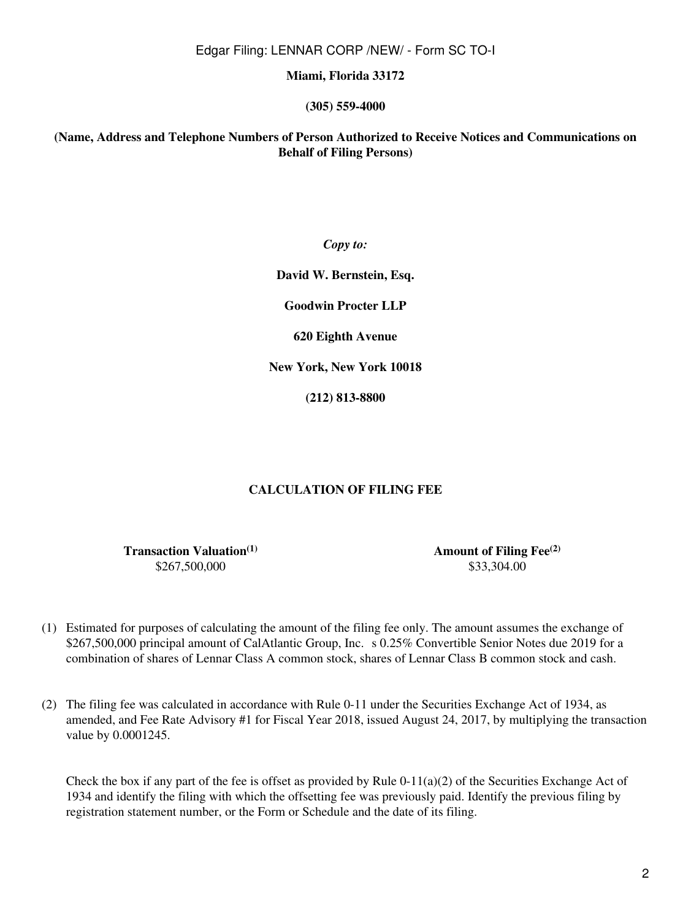**Miami, Florida 33172**

**(305) 559-4000**

**(Name, Address and Telephone Numbers of Person Authorized to Receive Notices and Communications on Behalf of Filing Persons)**

***Copy to:***

**David W. Bernstein, Esq.**

**Goodwin Procter LLP**

**620 Eighth Avenue**

**New York, New York 10018**

**(212) 813-8800**

## CALCULATION OF FILING FEE

| Transaction Valuation[(1)] | Amount of Filing Fee[(2)] |
|---|---|
| $267,500,000 | $33,304.00 |

(1) Estimated for purposes of calculating the amount of the filing fee only. The amount assumes the exchange of $267,500,000 principal amount of CalAtlantic Group, Inc. s 0.25% Convertible Senior Notes due 2019 for a combination of shares of Lennar Class A common stock, shares of Lennar Class B common stock and cash.

(2) The filing fee was calculated in accordance with Rule 0-11 under the Securities Exchange Act of 1934, as amended, and Fee Rate Advisory #1 for Fiscal Year 2018, issued August 24, 2017, by multiplying the transaction value by 0.0001245.

Check the box if any part of the fee is offset as provided by Rule 0-11(a)(2) of the Securities Exchange Act of 1934 and identify the filing with which the offsetting fee was previously paid. Identify the previous filing by registration statement number, or the Form or Schedule and the date of its filing.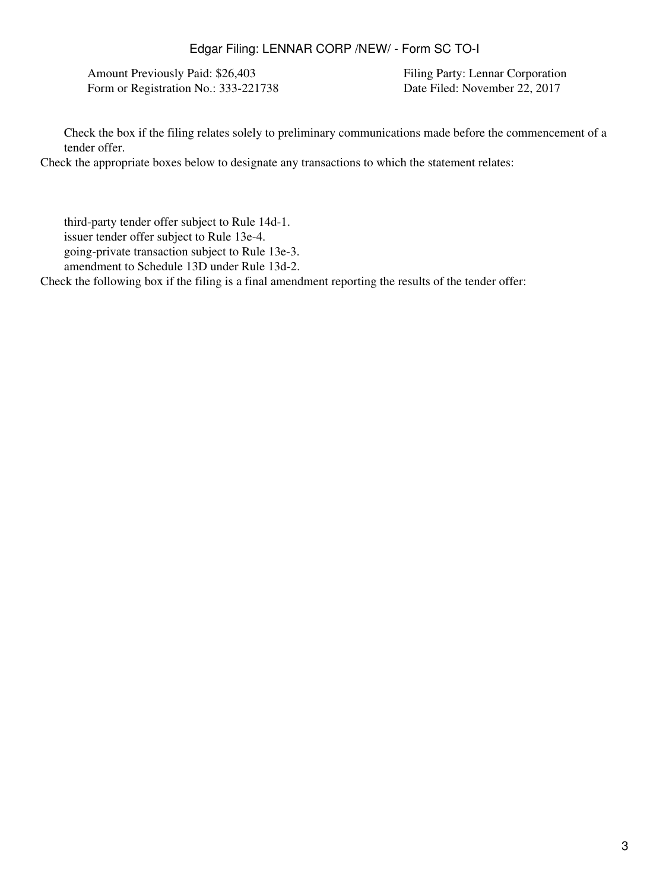| | |
|---|---|
| Amount Previously Paid: $26,403 | Filing Party: Lennar Corporation |
| Form or Registration No.: 333-221738 | Date Filed: November 22, 2017 |

Check the box if the filing relates solely to preliminary communications made before the commencement of a tender offer.

Check the appropriate boxes below to designate any transactions to which the statement relates:

third-party tender offer subject to Rule 14d-1.

issuer tender offer subject to Rule 13e-4.

going-private transaction subject to Rule 13e-3.

amendment to Schedule 13D under Rule 13d-2.

Check the following box if the filing is a final amendment reporting the results of the tender offer: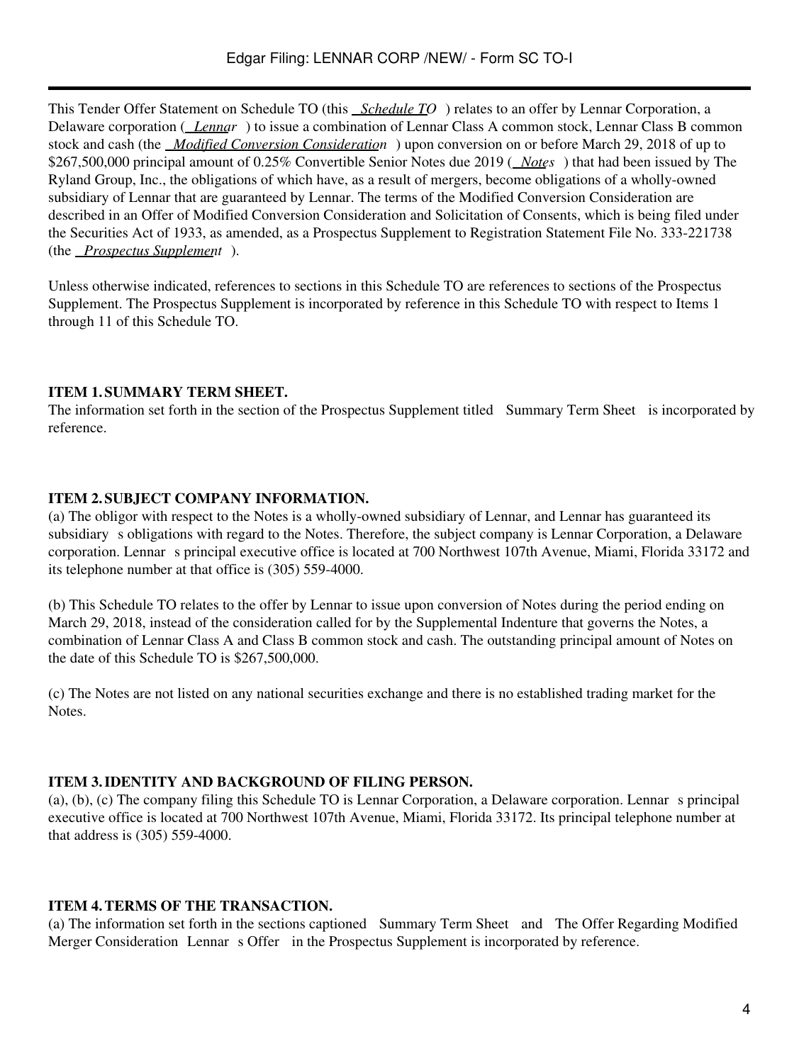This Tender Offer Statement on Schedule TO (this "*Schedule TO*") relates to an offer by Lennar Corporation, a Delaware corporation ("*Lennar*") to issue a combination of Lennar Class A common stock, Lennar Class B common stock and cash (the "*Modified Conversion Consideration*") upon conversion on or before March 29, 2018 of up to $267,500,000 principal amount of 0.25% Convertible Senior Notes due 2019 ("*Notes*") that had been issued by The Ryland Group, Inc., the obligations of which have, as a result of mergers, become obligations of a wholly-owned subsidiary of Lennar that are guaranteed by Lennar. The terms of the Modified Conversion Consideration are described in an Offer of Modified Conversion Consideration and Solicitation of Consents, which is being filed under the Securities Act of 1933, as amended, as a Prospectus Supplement to Registration Statement File No. 333-221738 (the "*Prospectus Supplement*").

Unless otherwise indicated, references to sections in this Schedule TO are references to sections of the Prospectus Supplement. The Prospectus Supplement is incorporated by reference in this Schedule TO with respect to Items 1 through 11 of this Schedule TO.

## ITEM 1. SUMMARY TERM SHEET.

The information set forth in the section of the Prospectus Supplement titled "Summary Term Sheet" is incorporated by reference.

## ITEM 2. SUBJECT COMPANY INFORMATION.

(a) The obligor with respect to the Notes is a wholly-owned subsidiary of Lennar, and Lennar has guaranteed its subsidiary's obligations with regard to the Notes. Therefore, the subject company is Lennar Corporation, a Delaware corporation. Lennar's principal executive office is located at 700 Northwest 107th Avenue, Miami, Florida 33172 and its telephone number at that office is (305) 559-4000.

(b) This Schedule TO relates to the offer by Lennar to issue upon conversion of Notes during the period ending on March 29, 2018, instead of the consideration called for by the Supplemental Indenture that governs the Notes, a combination of Lennar Class A and Class B common stock and cash. The outstanding principal amount of Notes on the date of this Schedule TO is $267,500,000.

(c) The Notes are not listed on any national securities exchange and there is no established trading market for the Notes.

## ITEM 3. IDENTITY AND BACKGROUND OF FILING PERSON.

(a), (b), (c) The company filing this Schedule TO is Lennar Corporation, a Delaware corporation. Lennar's principal executive office is located at 700 Northwest 107th Avenue, Miami, Florida 33172. Its principal telephone number at that address is (305) 559-4000.

## ITEM 4. TERMS OF THE TRANSACTION.

(a) The information set forth in the sections captioned "Summary Term Sheet" and "The Offer Regarding Modified Merger Consideration—Lennar's Offer" in the Prospectus Supplement is incorporated by reference.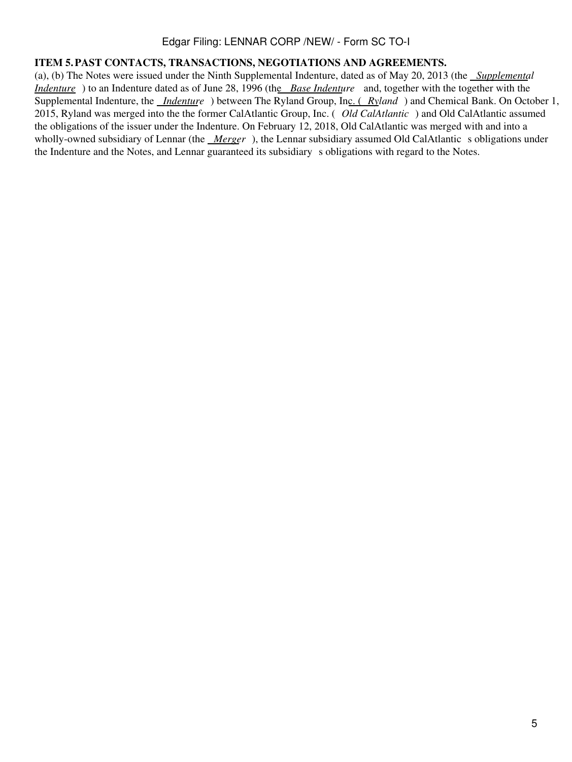## ITEM 5. PAST CONTACTS, TRANSACTIONS, NEGOTIATIONS AND AGREEMENTS.

(a), (b) The Notes were issued under the Ninth Supplemental Indenture, dated as of May 20, 2013 (the *Supplemental Indenture*) to an Indenture dated as of June 28, 1996 (the *Base Indenture* and, together with the together with the Supplemental Indenture, the *Indenture*) between The Ryland Group, Inc. (*Ryland*) and Chemical Bank. On October 1, 2015, Ryland was merged into the the former CalAtlantic Group, Inc. (*Old CalAtlantic*) and Old CalAtlantic assumed the obligations of the issuer under the Indenture. On February 12, 2018, Old CalAtlantic was merged with and into a wholly-owned subsidiary of Lennar (the *Merger*), the Lennar subsidiary assumed Old CalAtlantic s obligations under the Indenture and the Notes, and Lennar guaranteed its subsidiary s obligations with regard to the Notes.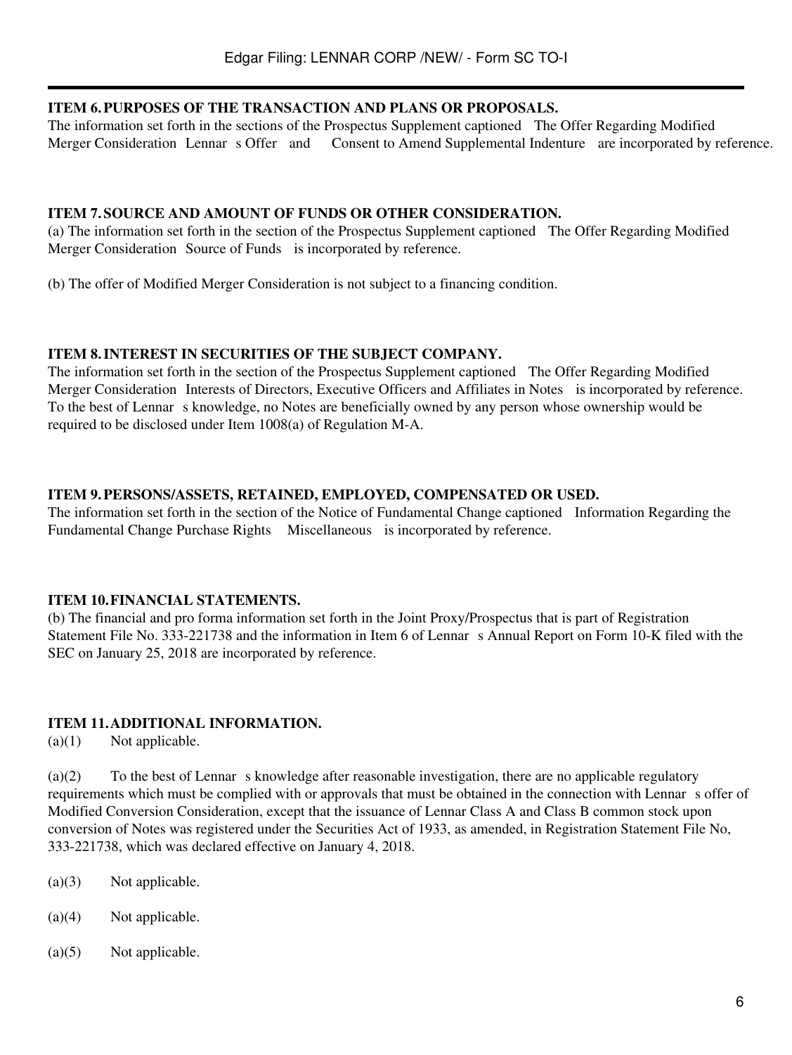### ITEM 6. PURPOSES OF THE TRANSACTION AND PLANS OR PROPOSALS.

The information set forth in the sections of the Prospectus Supplement captioned "The Offer Regarding Modified Merger Consideration Lennar's Offer" and "Consent to Amend Supplemental Indenture" are incorporated by reference.

### ITEM 7. SOURCE AND AMOUNT OF FUNDS OR OTHER CONSIDERATION.

(a) The information set forth in the section of the Prospectus Supplement captioned "The Offer Regarding Modified Merger Consideration Source of Funds" is incorporated by reference.

(b) The offer of Modified Merger Consideration is not subject to a financing condition.

### ITEM 8. INTEREST IN SECURITIES OF THE SUBJECT COMPANY.

The information set forth in the section of the Prospectus Supplement captioned "The Offer Regarding Modified Merger Consideration Interests of Directors, Executive Officers and Affiliates in Notes" is incorporated by reference. To the best of Lennar's knowledge, no Notes are beneficially owned by any person whose ownership would be required to be disclosed under Item 1008(a) of Regulation M-A.

### ITEM 9. PERSONS/ASSETS, RETAINED, EMPLOYED, COMPENSATED OR USED.

The information set forth in the section of the Notice of Fundamental Change captioned "Information Regarding the Fundamental Change Purchase Rights Miscellaneous" is incorporated by reference.

### ITEM 10. FINANCIAL STATEMENTS.

(b) The financial and pro forma information set forth in the Joint Proxy/Prospectus that is part of Registration Statement File No. 333-221738 and the information in Item 6 of Lennar's Annual Report on Form 10-K filed with the SEC on January 25, 2018 are incorporated by reference.

### ITEM 11. ADDITIONAL INFORMATION.

(a)(1) Not applicable.

(a)(2) To the best of Lennar's knowledge after reasonable investigation, there are no applicable regulatory requirements which must be complied with or approvals that must be obtained in the connection with Lennar's offer of Modified Conversion Consideration, except that the issuance of Lennar Class A and Class B common stock upon conversion of Notes was registered under the Securities Act of 1933, as amended, in Registration Statement File No, 333-221738, which was declared effective on January 4, 2018.

(a)(3) Not applicable.

(a)(4) Not applicable.

(a)(5) Not applicable.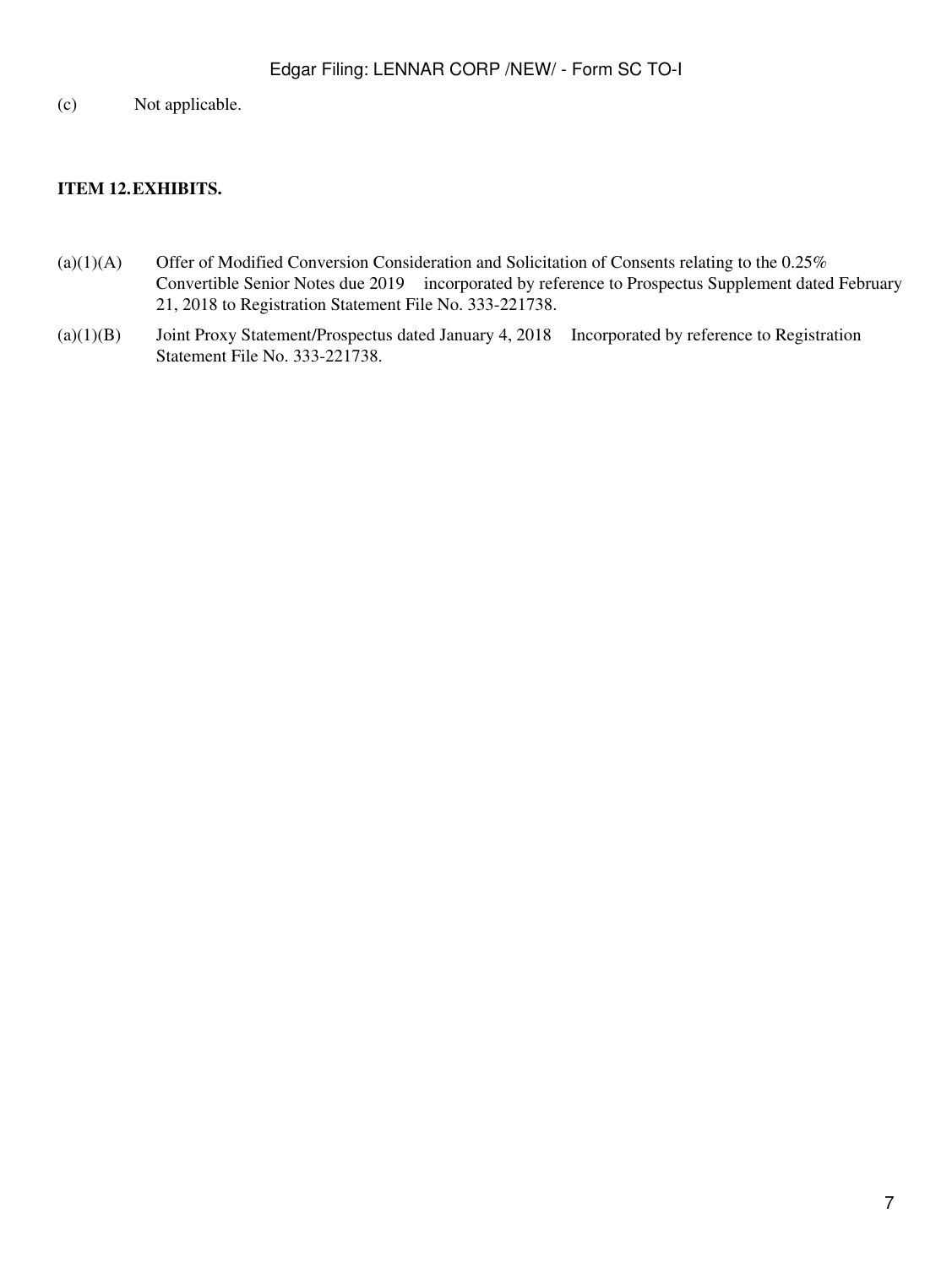(c) Not applicable.

### ITEM 12. EXHIBITS.

(a)(1)(A) Offer of Modified Conversion Consideration and Solicitation of Consents relating to the 0.25% Convertible Senior Notes due 2019 incorporated by reference to Prospectus Supplement dated February 21, 2018 to Registration Statement File No. 333-221738.

(a)(1)(B) Joint Proxy Statement/Prospectus dated January 4, 2018 Incorporated by reference to Registration Statement File No. 333-221738.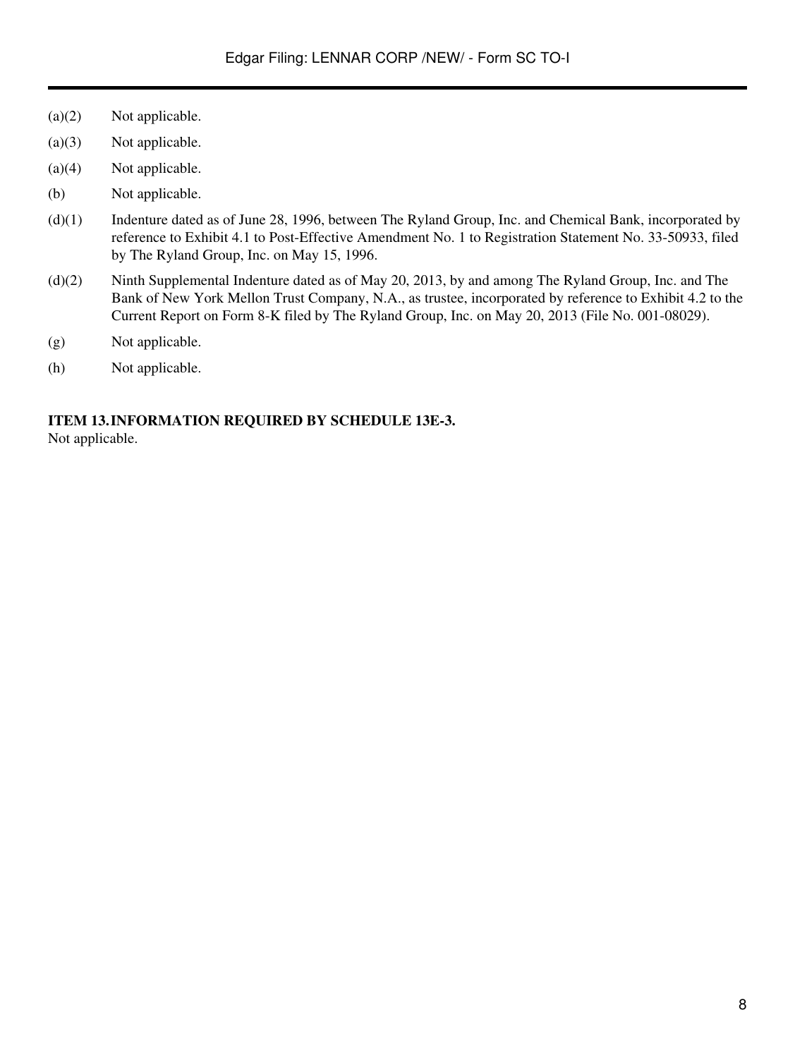(a)(2) Not applicable.

(a)(3) Not applicable.

(a)(4) Not applicable.

(b) Not applicable.

(d)(1) Indenture dated as of June 28, 1996, between The Ryland Group, Inc. and Chemical Bank, incorporated by reference to Exhibit 4.1 to Post-Effective Amendment No. 1 to Registration Statement No. 33-50933, filed by The Ryland Group, Inc. on May 15, 1996.

(d)(2) Ninth Supplemental Indenture dated as of May 20, 2013, by and among The Ryland Group, Inc. and The Bank of New York Mellon Trust Company, N.A., as trustee, incorporated by reference to Exhibit 4.2 to the Current Report on Form 8-K filed by The Ryland Group, Inc. on May 20, 2013 (File No. 001-08029).

(g) Not applicable.

(h) Not applicable.

**ITEM 13. INFORMATION REQUIRED BY SCHEDULE 13E-3.**

Not applicable.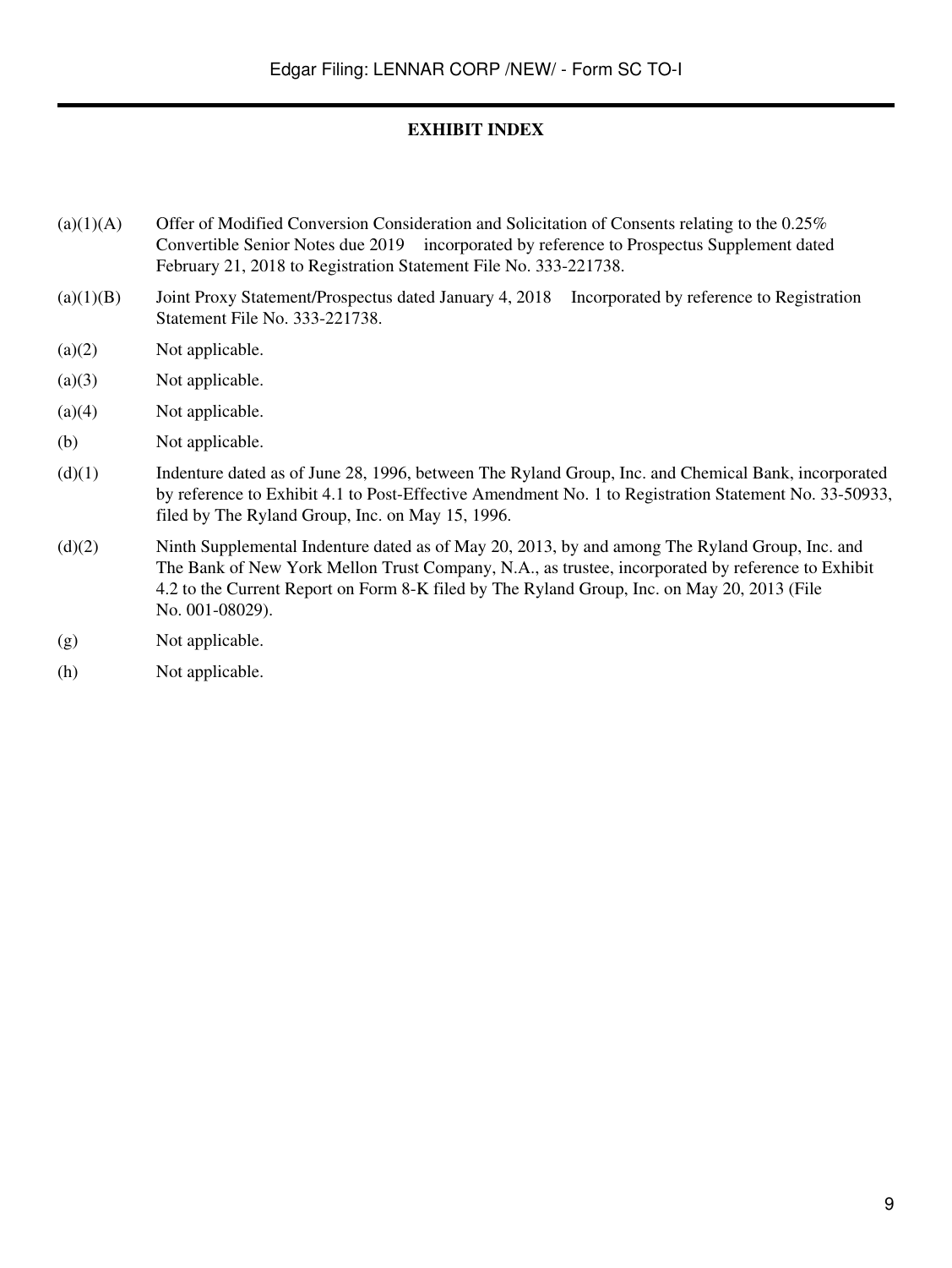## EXHIBIT INDEX

| | |
|---|---|
| (a)(1)(A) | Offer of Modified Conversion Consideration and Solicitation of Consents relating to the 0.25% Convertible Senior Notes due 2019 incorporated by reference to Prospectus Supplement dated February 21, 2018 to Registration Statement File No. 333-221738. |
| (a)(1)(B) | Joint Proxy Statement/Prospectus dated January 4, 2018 Incorporated by reference to Registration Statement File No. 333-221738. |
| (a)(2) | Not applicable. |
| (a)(3) | Not applicable. |
| (a)(4) | Not applicable. |
| (b) | Not applicable. |
| (d)(1) | Indenture dated as of June 28, 1996, between The Ryland Group, Inc. and Chemical Bank, incorporated by reference to Exhibit 4.1 to Post-Effective Amendment No. 1 to Registration Statement No. 33-50933, filed by The Ryland Group, Inc. on May 15, 1996. |
| (d)(2) | Ninth Supplemental Indenture dated as of May 20, 2013, by and among The Ryland Group, Inc. and The Bank of New York Mellon Trust Company, N.A., as trustee, incorporated by reference to Exhibit 4.2 to the Current Report on Form 8-K filed by The Ryland Group, Inc. on May 20, 2013 (File No. 001-08029). |
| (g) | Not applicable. |
| (h) | Not applicable. |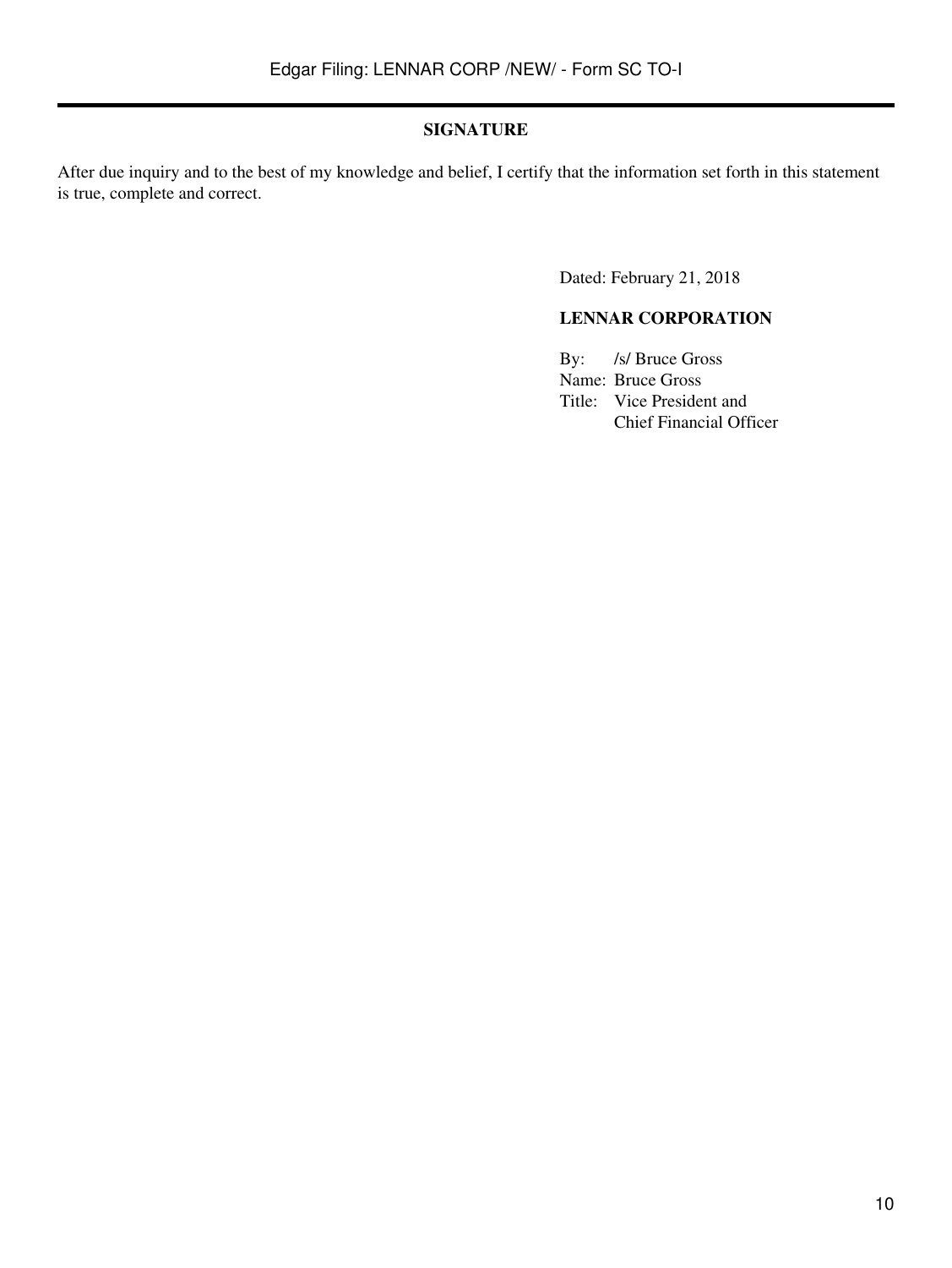**SIGNATURE**

After due inquiry and to the best of my knowledge and belief, I certify that the information set forth in this statement is true, complete and correct.

Dated: February 21, 2018

**LENNAR CORPORATION**

By: /s/ Bruce Gross
Name: Bruce Gross
Title: Vice President and Chief Financial Officer